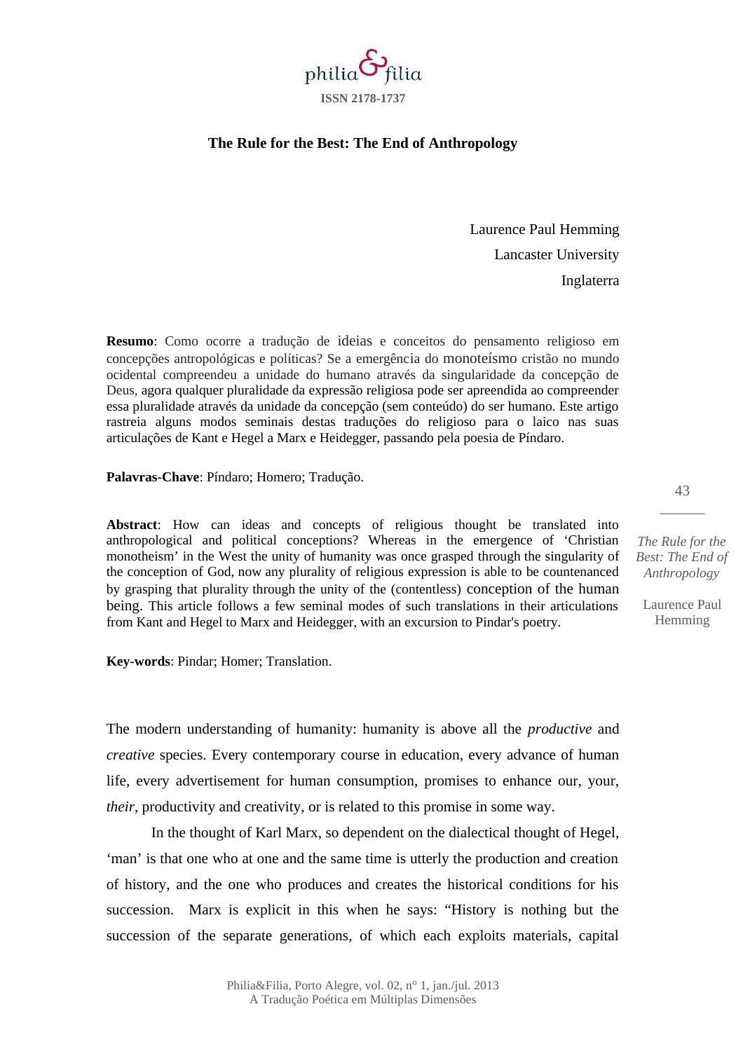philia&filia
ISSN 2178-1737

# The Rule for the Best: The End of Anthropology

Laurence Paul Hemming
Lancaster University
Inglaterra

**Resumo**: Como ocorre a tradução de ideias e conceitos do pensamento religioso em concepções antropológicas e políticas? Se a emergência do monoteísmo cristão no mundo ocidental compreendeu a unidade do humano através da singularidade da concepção de Deus, agora qualquer pluralidade da expressão religiosa pode ser apreendida ao compreender essa pluralidade através da unidade da concepção (sem conteúdo) do ser humano. Este artigo rastreia alguns modos seminais destas traduções do religioso para o laico nas suas articulações de Kant e Hegel a Marx e Heidegger, passando pela poesia de Píndaro.

**Palavras-Chave**: Píndaro; Homero; Tradução.

**Abstract**: How can ideas and concepts of religious thought be translated into anthropological and political conceptions? Whereas in the emergence of 'Christian monotheism' in the West the unity of humanity was once grasped through the singularity of the conception of God, now any plurality of religious expression is able to be countenanced by grasping that plurality through the unity of the (contentless) conception of the human being. This article follows a few seminal modes of such translations in their articulations from Kant and Hegel to Marx and Heidegger, with an excursion to Pindar's poetry.

**Key-words**: Pindar; Homer; Translation.

The modern understanding of humanity: humanity is above all the *productive* and *creative* species. Every contemporary course in education, every advance of human life, every advertisement for human consumption, promises to enhance our, your, *their*, productivity and creativity, or is related to this promise in some way.

In the thought of Karl Marx, so dependent on the dialectical thought of Hegel, 'man' is that one who at one and the same time is utterly the production and creation of history, and the one who produces and creates the historical conditions for his succession. Marx is explicit in this when he says: "History is nothing but the succession of the separate generations, of which each exploits materials, capital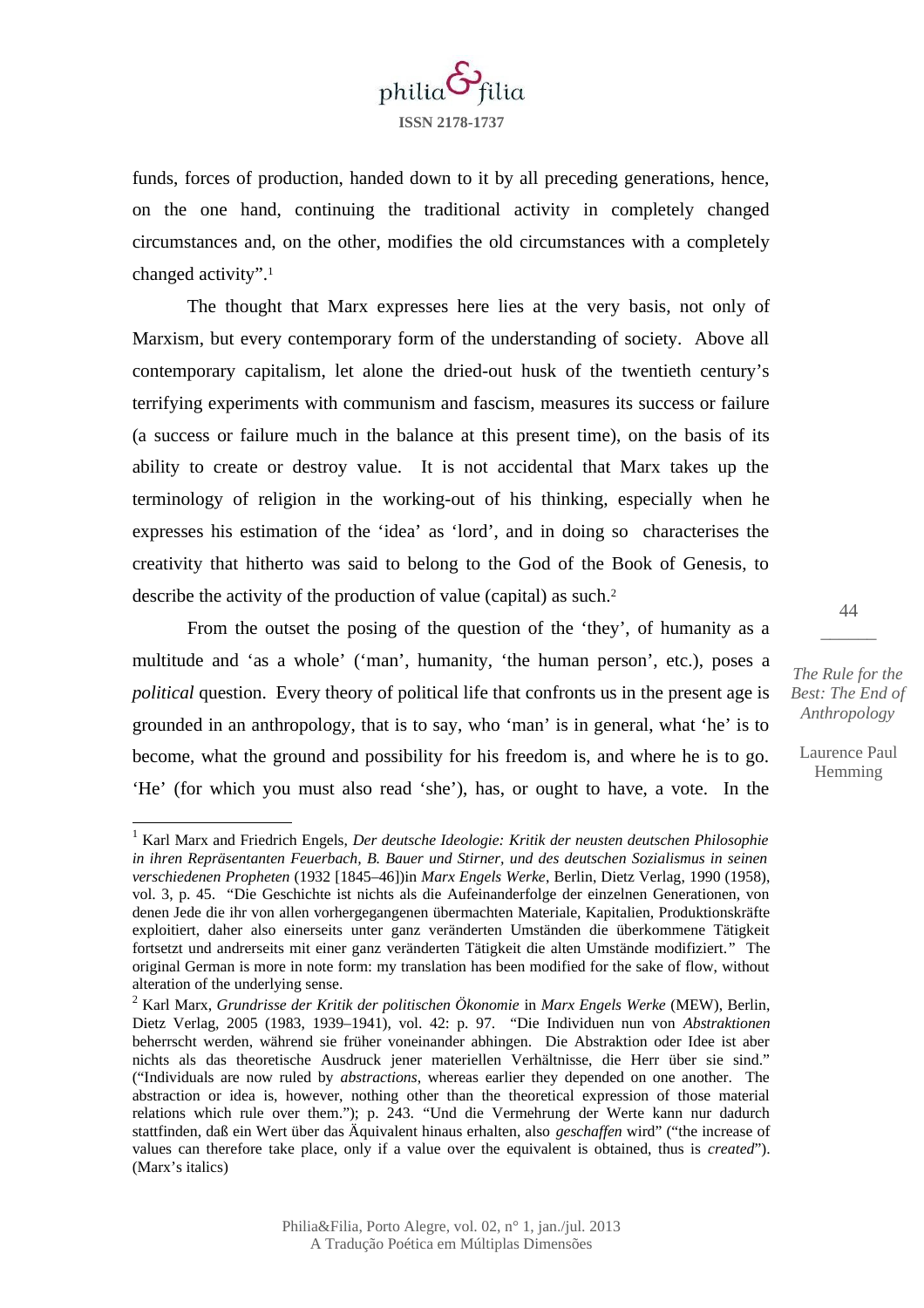funds, forces of production, handed down to it by all preceding generations, hence, on the one hand, continuing the traditional activity in completely changed circumstances and, on the other, modifies the old circumstances with a completely changed activity".[1]

The thought that Marx expresses here lies at the very basis, not only of Marxism, but every contemporary form of the understanding of society. Above all contemporary capitalism, let alone the dried-out husk of the twentieth century's terrifying experiments with communism and fascism, measures its success or failure (a success or failure much in the balance at this present time), on the basis of its ability to create or destroy value. It is not accidental that Marx takes up the terminology of religion in the working-out of his thinking, especially when he expresses his estimation of the 'idea' as 'lord', and in doing so characterises the creativity that hitherto was said to belong to the God of the Book of Genesis, to describe the activity of the production of value (capital) as such.[2]

From the outset the posing of the question of the 'they', of humanity as a multitude and 'as a whole' ('man', humanity, 'the human person', etc.), poses a *political* question. Every theory of political life that confronts us in the present age is grounded in an anthropology, that is to say, who 'man' is in general, what 'he' is to become, what the ground and possibility for his freedom is, and where he is to go. 'He' (for which you must also read 'she'), has, or ought to have, a vote. In the

---

[1] Karl Marx and Friedrich Engels, *Der deutsche Ideologie: Kritik der neusten deutschen Philosophie in ihren Repräsentanten Feuerbach, B. Bauer und Stirner, und des deutschen Sozialismus in seinen verschiedenen Propheten* (1932 [1845–46])in *Marx Engels Werke*, Berlin, Dietz Verlag, 1990 (1958), vol. 3, p. 45. "Die Geschichte ist nichts als die Aufeinanderfolge der einzelnen Generationen, von denen Jede die ihr von allen vorhergegangenen übermachten Materiale, Kapitalien, Produktionskräfte exploitiert, daher also einerseits unter ganz veränderten Umständen die überkommene Tätigkeit fortsetzt und andrerseits mit einer ganz veränderten Tätigkeit die alten Umstände modifiziert." The original German is more in note form: my translation has been modified for the sake of flow, without alteration of the underlying sense.

[2] Karl Marx, *Grundrisse der Kritik der politischen Ökonomie* in *Marx Engels Werke* (MEW), Berlin, Dietz Verlag, 2005 (1983, 1939–1941), vol. 42: p. 97. "Die Individuen nun von *Abstraktionen* beherrscht werden, während sie früher voneinander abhingen. Die Abstraktion oder Idee ist aber nichts als die theoretische Ausdruck jener materiellen Verhältnisse, die Herr über sie sind." ("Individuals are now ruled by *abstractions*, whereas earlier they depended on one another. The abstraction or idea is, however, nothing other than the theoretical expression of those material relations which rule over them."); p. 243. "Und die Vermehrung der Werte kann nur dadurch stattfinden, daß ein Wert über das Äquivalent hinaus erhalten, also *geschaffen* wird" ("the increase of values can therefore take place, only if a value over the equivalent is obtained, thus is *created*"). (Marx's italics)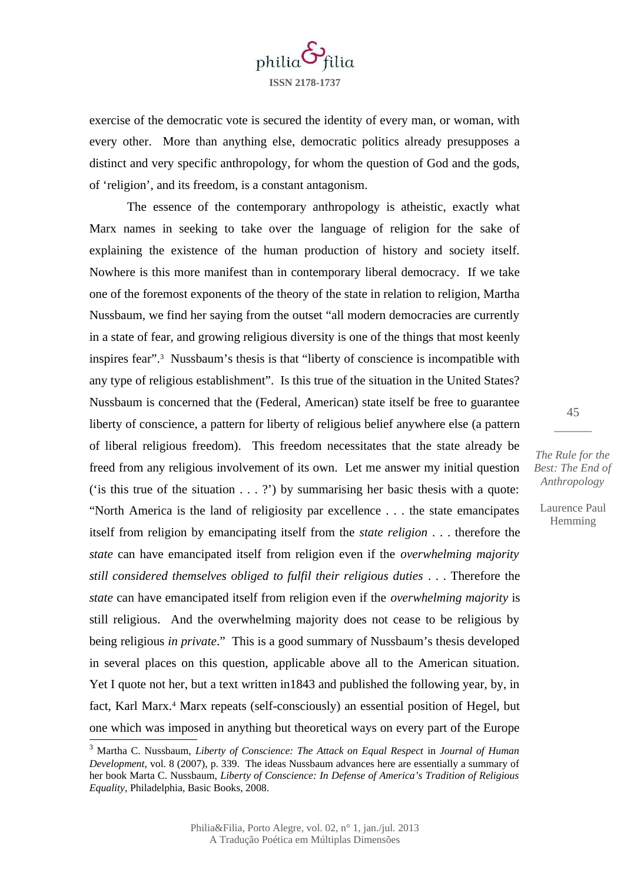exercise of the democratic vote is secured the identity of every man, or woman, with every other. More than anything else, democratic politics already presupposes a distinct and very specific anthropology, for whom the question of God and the gods, of 'religion', and its freedom, is a constant antagonism.

The essence of the contemporary anthropology is atheistic, exactly what Marx names in seeking to take over the language of religion for the sake of explaining the existence of the human production of history and society itself. Nowhere is this more manifest than in contemporary liberal democracy. If we take one of the foremost exponents of the theory of the state in relation to religion, Martha Nussbaum, we find her saying from the outset "all modern democracies are currently in a state of fear, and growing religious diversity is one of the things that most keenly inspires fear".[3] Nussbaum's thesis is that "liberty of conscience is incompatible with any type of religious establishment". Is this true of the situation in the United States? Nussbaum is concerned that the (Federal, American) state itself be free to guarantee liberty of conscience, a pattern for liberty of religious belief anywhere else (a pattern of liberal religious freedom). This freedom necessitates that the state already be freed from any religious involvement of its own. Let me answer my initial question ('is this true of the situation . . . ?') by summarising her basic thesis with a quote: "North America is the land of religiosity par excellence . . . the state emancipates itself from religion by emancipating itself from the *state religion* . . . therefore the *state* can have emancipated itself from religion even if the *overwhelming majority still considered themselves obliged to fulfil their religious duties* . . . Therefore the *state* can have emancipated itself from religion even if the *overwhelming majority* is still religious. And the overwhelming majority does not cease to be religious by being religious *in private*." This is a good summary of Nussbaum's thesis developed in several places on this question, applicable above all to the American situation. Yet I quote not her, but a text written in1843 and published the following year, by, in fact, Karl Marx.[4] Marx repeats (self-consciously) an essential position of Hegel, but one which was imposed in anything but theoretical ways on every part of the Europe

---

[3] Martha C. Nussbaum, *Liberty of Conscience: The Attack on Equal Respect* in *Journal of Human Development*, vol. 8 (2007), p. 339. The ideas Nussbaum advances here are essentially a summary of her book Marta C. Nussbaum, *Liberty of Conscience: In Defense of America's Tradition of Religious Equality*, Philadelphia, Basic Books, 2008.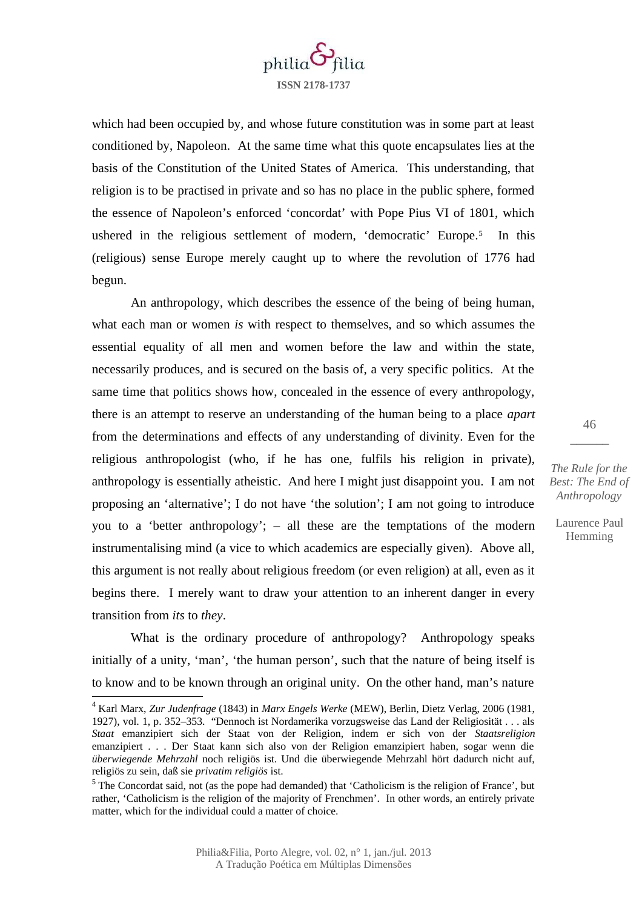which had been occupied by, and whose future constitution was in some part at least conditioned by, Napoleon. At the same time what this quote encapsulates lies at the basis of the Constitution of the United States of America. This understanding, that religion is to be practised in private and so has no place in the public sphere, formed the essence of Napoleon's enforced 'concordat' with Pope Pius VI of 1801, which ushered in the religious settlement of modern, 'democratic' Europe.[5] In this (religious) sense Europe merely caught up to where the revolution of 1776 had begun.

An anthropology, which describes the essence of the being of being human, what each man or women *is* with respect to themselves, and so which assumes the essential equality of all men and women before the law and within the state, necessarily produces, and is secured on the basis of, a very specific politics. At the same time that politics shows how, concealed in the essence of every anthropology, there is an attempt to reserve an understanding of the human being to a place *apart* from the determinations and effects of any understanding of divinity. Even for the religious anthropologist (who, if he has one, fulfils his religion in private), anthropology is essentially atheistic. And here I might just disappoint you. I am not proposing an 'alternative'; I do not have 'the solution'; I am not going to introduce you to a 'better anthropology'; – all these are the temptations of the modern instrumentalising mind (a vice to which academics are especially given). Above all, this argument is not really about religious freedom (or even religion) at all, even as it begins there. I merely want to draw your attention to an inherent danger in every transition from *its* to *they*.

What is the ordinary procedure of anthropology? Anthropology speaks initially of a unity, 'man', 'the human person', such that the nature of being itself is to know and to be known through an original unity. On the other hand, man's nature

---

[4] Karl Marx, *Zur Judenfrage* (1843) in *Marx Engels Werke* (MEW), Berlin, Dietz Verlag, 2006 (1981, 1927), vol. 1, p. 352–353. "Dennoch ist Nordamerika vorzugsweise das Land der Religiosität . . . als *Staat* emanzipiert sich der Staat von der Religion, indem er sich von der *Staatsreligion* emanzipiert . . . Der Staat kann sich also von der Religion emanzipiert haben, sogar wenn die *überwiegende Mehrzahl* noch religiös ist. Und die überwiegende Mehrzahl hört dadurch nicht auf, religiös zu sein, daß sie *privatim religiös* ist.

[5] The Concordat said, not (as the pope had demanded) that 'Catholicism is the religion of France', but rather, 'Catholicism is the religion of the majority of Frenchmen'. In other words, an entirely private matter, which for the individual could a matter of choice.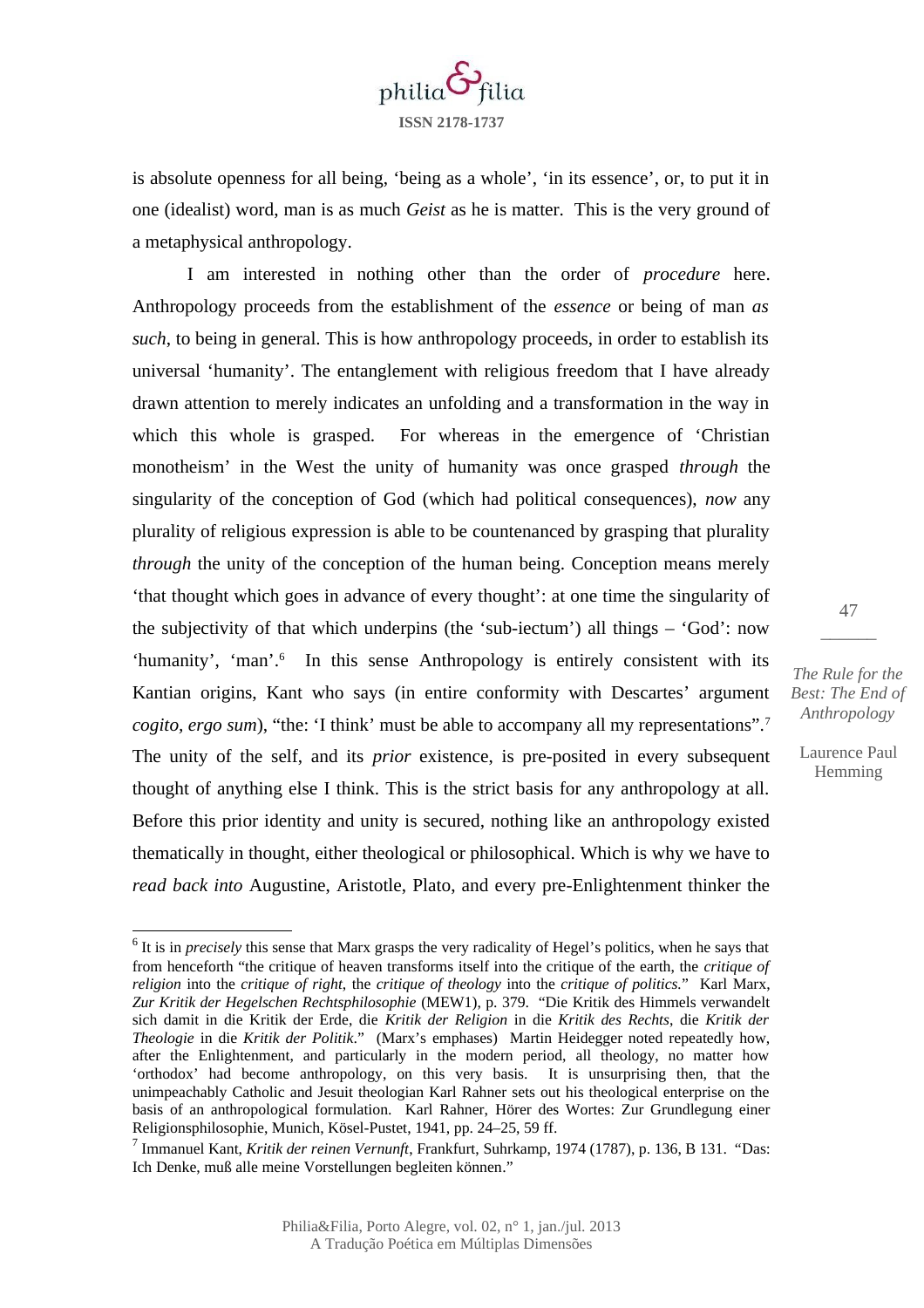is absolute openness for all being, 'being as a whole', 'in its essence', or, to put it in one (idealist) word, man is as much *Geist* as he is matter. This is the very ground of a metaphysical anthropology.

I am interested in nothing other than the order of *procedure* here. Anthropology proceeds from the establishment of the *essence* or being of man *as such*, to being in general. This is how anthropology proceeds, in order to establish its universal 'humanity'. The entanglement with religious freedom that I have already drawn attention to merely indicates an unfolding and a transformation in the way in which this whole is grasped. For whereas in the emergence of 'Christian monotheism' in the West the unity of humanity was once grasped *through* the singularity of the conception of God (which had political consequences), *now* any plurality of religious expression is able to be countenanced by grasping that plurality *through* the unity of the conception of the human being. Conception means merely 'that thought which goes in advance of every thought': at one time the singularity of the subjectivity of that which underpins (the 'sub-iectum') all things – 'God': now 'humanity', 'man'.[6] In this sense Anthropology is entirely consistent with its Kantian origins, Kant who says (in entire conformity with Descartes' argument *cogito, ergo sum*), "the: 'I think' must be able to accompany all my representations".[7] The unity of the self, and its *prior* existence, is pre-posited in every subsequent thought of anything else I think. This is the strict basis for any anthropology at all. Before this prior identity and unity is secured, nothing like an anthropology existed thematically in thought, either theological or philosophical. Which is why we have to *read back into* Augustine, Aristotle, Plato, and every pre-Enlightenment thinker the

---

[6] It is in *precisely* this sense that Marx grasps the very radicality of Hegel's politics, when he says that from henceforth "the critique of heaven transforms itself into the critique of the earth, the *critique of religion* into the *critique of right*, the *critique of theology* into the *critique of politics*." Karl Marx, *Zur Kritik der Hegelschen Rechtsphilosophie* (MEW1), p. 379. "Die Kritik des Himmels verwandelt sich damit in die Kritik der Erde, die *Kritik der Religion* in die *Kritik des Rechts*, die *Kritik der Theologie* in die *Kritik der Politik*." (Marx's emphases) Martin Heidegger noted repeatedly how, after the Enlightenment, and particularly in the modern period, all theology, no matter how 'orthodox' had become anthropology, on this very basis. It is unsurprising then, that the unimpeachably Catholic and Jesuit theologian Karl Rahner sets out his theological enterprise on the basis of an anthropological formulation. Karl Rahner, Hörer des Wortes: Zur Grundlegung einer Religionsphilosophie, Munich, Kösel-Pustet, 1941, pp. 24–25, 59 ff.

[7] Immanuel Kant, *Kritik der reinen Vernunft*, Frankfurt, Suhrkamp, 1974 (1787), p. 136, B 131. "Das: Ich Denke, muß alle meine Vorstellungen begleiten können."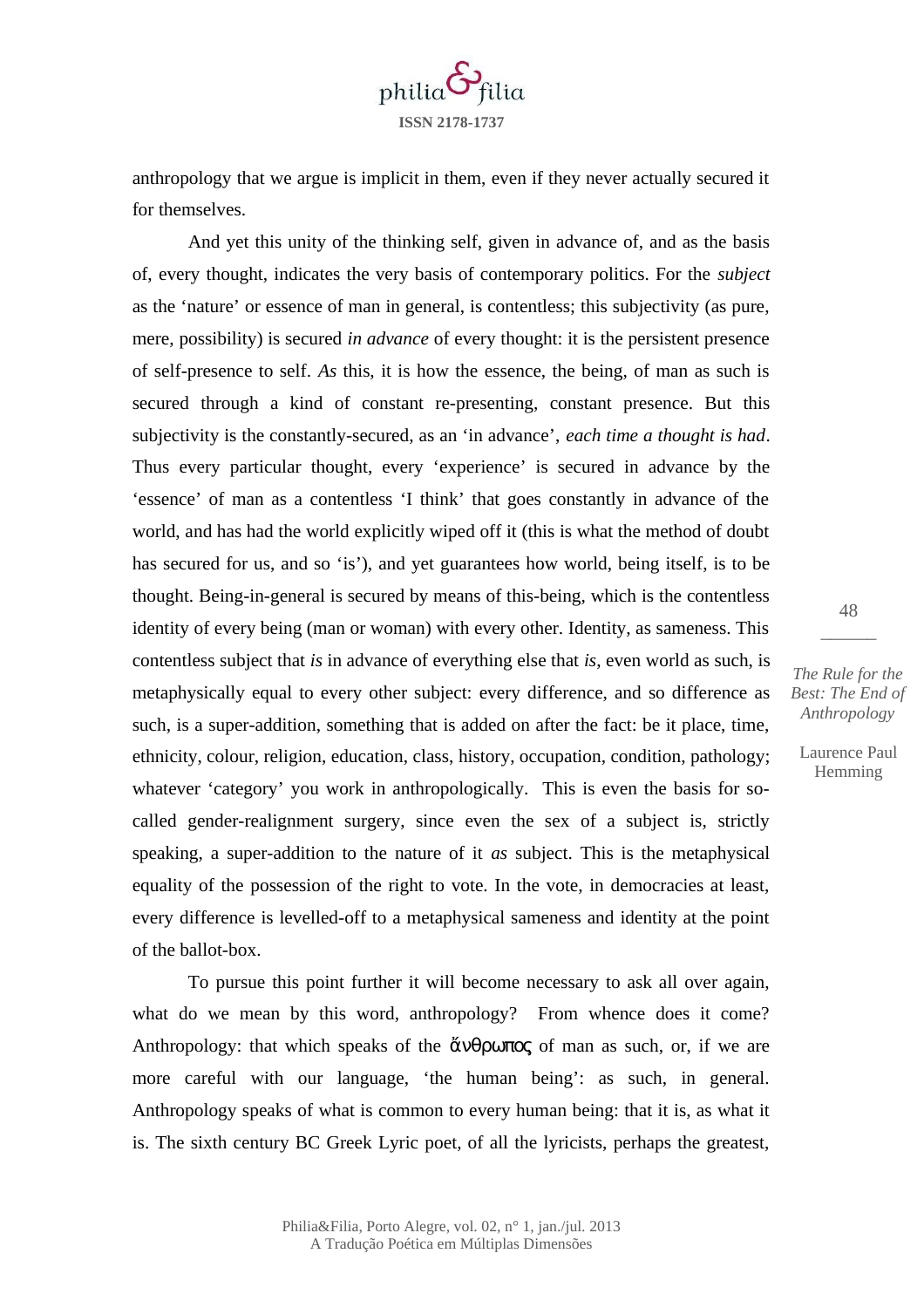anthropology that we argue is implicit in them, even if they never actually secured it for themselves.

And yet this unity of the thinking self, given in advance of, and as the basis of, every thought, indicates the very basis of contemporary politics. For the *subject* as the 'nature' or essence of man in general, is contentless; this subjectivity (as pure, mere, possibility) is secured *in advance* of every thought: it is the persistent presence of self-presence to self. *As* this, it is how the essence, the being, of man as such is secured through a kind of constant re-presenting, constant presence. But this subjectivity is the constantly-secured, as an 'in advance', *each time a thought is had*. Thus every particular thought, every 'experience' is secured in advance by the 'essence' of man as a contentless 'I think' that goes constantly in advance of the world, and has had the world explicitly wiped off it (this is what the method of doubt has secured for us, and so 'is'), and yet guarantees how world, being itself, is to be thought. Being-in-general is secured by means of this-being, which is the contentless identity of every being (man or woman) with every other. Identity, as sameness. This contentless subject that *is* in advance of everything else that *is*, even world as such, is metaphysically equal to every other subject: every difference, and so difference as such, is a super-addition, something that is added on after the fact: be it place, time, ethnicity, colour, religion, education, class, history, occupation, condition, pathology; whatever 'category' you work in anthropologically. This is even the basis for so-called gender-realignment surgery, since even the sex of a subject is, strictly speaking, a super-addition to the nature of it *as* subject. This is the metaphysical equality of the possession of the right to vote. In the vote, in democracies at least, every difference is levelled-off to a metaphysical sameness and identity at the point of the ballot-box.

To pursue this point further it will become necessary to ask all over again, what do we mean by this word, anthropology? From whence does it come? Anthropology: that which speaks of the ἄνθρωπος of man as such, or, if we are more careful with our language, 'the human being': as such, in general. Anthropology speaks of what is common to every human being: that it is, as what it is. The sixth century BC Greek Lyric poet, of all the lyricists, perhaps the greatest,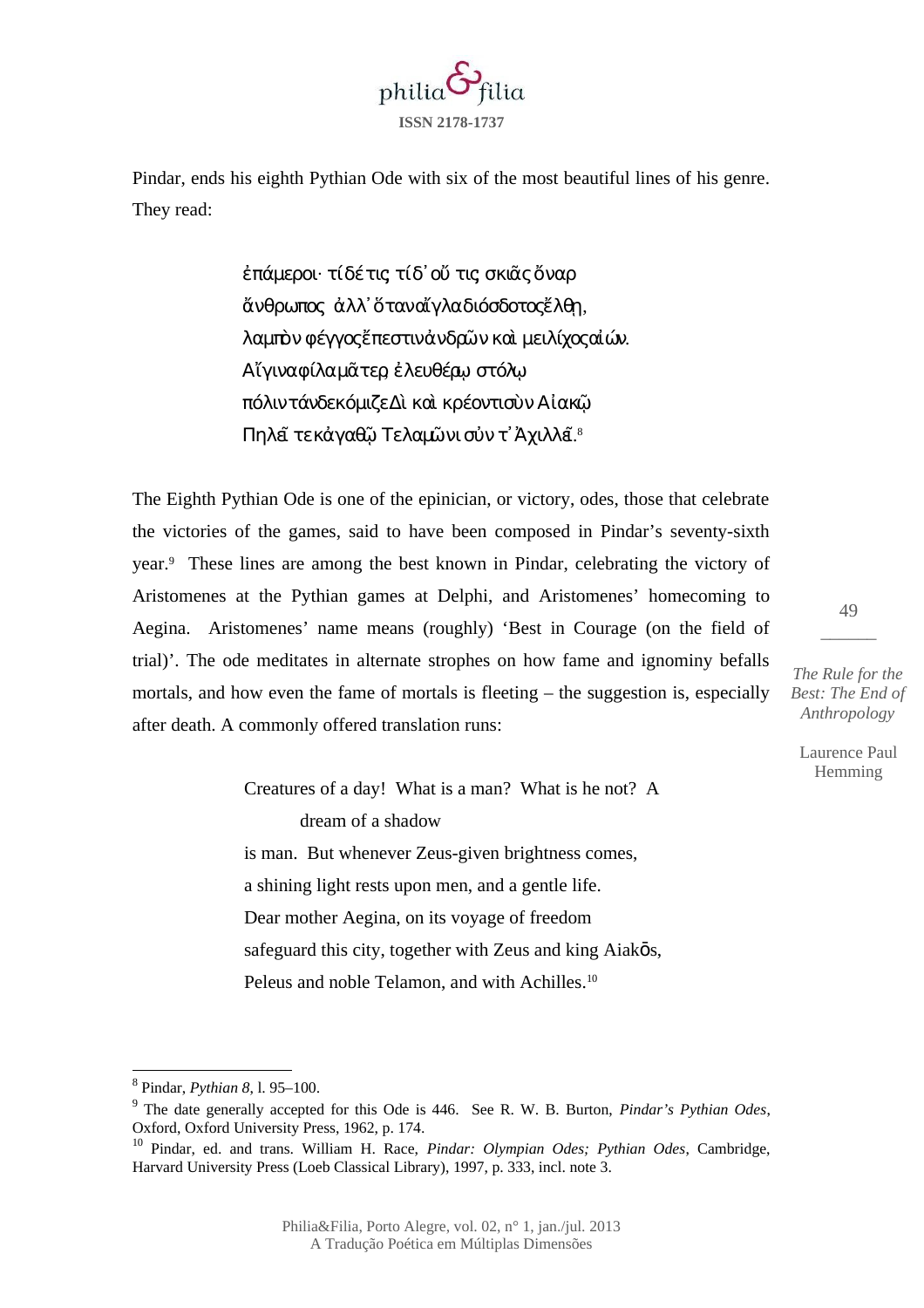Pindar, ends his eighth Pythian Ode with six of the most beautiful lines of his genre. They read:

> ἐπάμεροι· τί δέ τις; τί δ᾽ οὔ τις; σκιᾶς ὄναρ
> ἄνθρωπος. ἀλλ᾽ ὅταν αἴγλα διόσδοτος ἔλθῃ,
> λαμπρὸν φέγγος ἔπεστιν ἀνδρῶν καὶ μείλιχος αἰών.
> Αἴγινα φίλα μᾶτερ, ἐλευθέρῳ στόλῳ
> πόλιν τάνδε κόμιζε Δὶ καὶ κρέοντι σὺν Αἰακῷ
> Πηλεῖ τε κἀγαθῷ Τελαμῶνι σύν τ᾽ Ἀχιλλεῖ.[8]

The Eighth Pythian Ode is one of the epinician, or victory, odes, those that celebrate the victories of the games, said to have been composed in Pindar's seventy-sixth year.[9] These lines are among the best known in Pindar, celebrating the victory of Aristomenes at the Pythian games at Delphi, and Aristomenes' homecoming to Aegina. Aristomenes' name means (roughly) 'Best in Courage (on the field of trial)'. The ode meditates in alternate strophes on how fame and ignominy befalls mortals, and how even the fame of mortals is fleeting – the suggestion is, especially after death. A commonly offered translation runs:

> Creatures of a day! What is a man? What is he not? A
> dream of a shadow
> is man. But whenever Zeus-given brightness comes,
> a shining light rests upon men, and a gentle life.
> Dear mother Aegina, on its voyage of freedom
> safeguard this city, together with Zeus and king Aiakōs,
> Peleus and noble Telamon, and with Achilles.[10]

---

[8] Pindar, *Pythian 8*, l. 95–100.

[9] The date generally accepted for this Ode is 446. See R. W. B. Burton, *Pindar's Pythian Odes*, Oxford, Oxford University Press, 1962, p. 174.

[10] Pindar, ed. and trans. William H. Race, *Pindar: Olympian Odes; Pythian Odes*, Cambridge, Harvard University Press (Loeb Classical Library), 1997, p. 333, incl. note 3.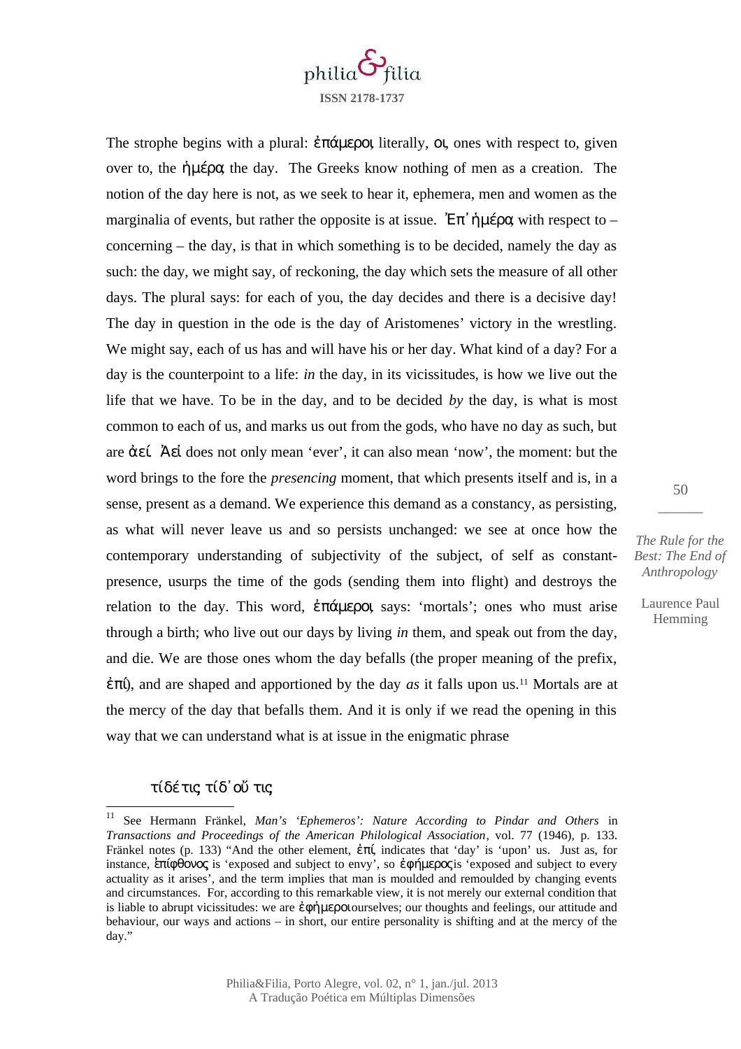The strophe begins with a plural: ἐπάμεροι, literally, οἱ, ones with respect to, given over to, the ἡμέρα, the day. The Greeks know nothing of men as a creation. The notion of the day here is not, as we seek to hear it, ephemera, men and women as the marginalia of events, but rather the opposite is at issue. Ἐπ᾽ ἡμέρα, with respect to – concerning – the day, is that in which something is to be decided, namely the day as such: the day, we might say, of reckoning, the day which sets the measure of all other days. The plural says: for each of you, the day decides and there is a decisive day! The day in question in the ode is the day of Aristomenes' victory in the wrestling. We might say, each of us has and will have his or her day. What kind of a day? For a day is the counterpoint to a life: *in* the day, in its vicissitudes, is how we live out the life that we have. To be in the day, and to be decided *by* the day, is what is most common to each of us, and marks us out from the gods, who have no day as such, but are ἀεί. Ἀεί does not only mean 'ever', it can also mean 'now', the moment: but the word brings to the fore the *presencing* moment, that which presents itself and is, in a sense, present as a demand. We experience this demand as a constancy, as persisting, as what will never leave us and so persists unchanged: we see at once how the contemporary understanding of subjectivity of the subject, of self as constant-presence, usurps the time of the gods (sending them into flight) and destroys the relation to the day. This word, ἐπάμεροι, says: 'mortals'; ones who must arise through a birth; who live out our days by living *in* them, and speak out from the day, and die. We are those ones whom the day befalls (the proper meaning of the prefix, ἐπί), and are shaped and apportioned by the day *as* it falls upon us.[11] Mortals are at the mercy of the day that befalls them. And it is only if we read the opening in this way that we can understand what is at issue in the enigmatic phrase

τί δέ τις; τί δ᾽ οὔ τις;

---

[11] See Hermann Fränkel, *Man's 'Ephemeros': Nature According to Pindar and Others* in *Transactions and Proceedings of the American Philological Association*, vol. 77 (1946), p. 133. Fränkel notes (p. 133) "And the other element, ἐπί, indicates that 'day' is 'upon' us. Just as, for instance, ἐπίφθονος is 'exposed and subject to envy', so ἐφήμερος is 'exposed and subject to every actuality as it arises', and the term implies that man is moulded and remoulded by changing events and circumstances. For, according to this remarkable view, it is not merely our external condition that is liable to abrupt vicissitudes: we are ἐφήμεροι ourselves; our thoughts and feelings, our attitude and behaviour, our ways and actions – in short, our entire personality is shifting and at the mercy of the day."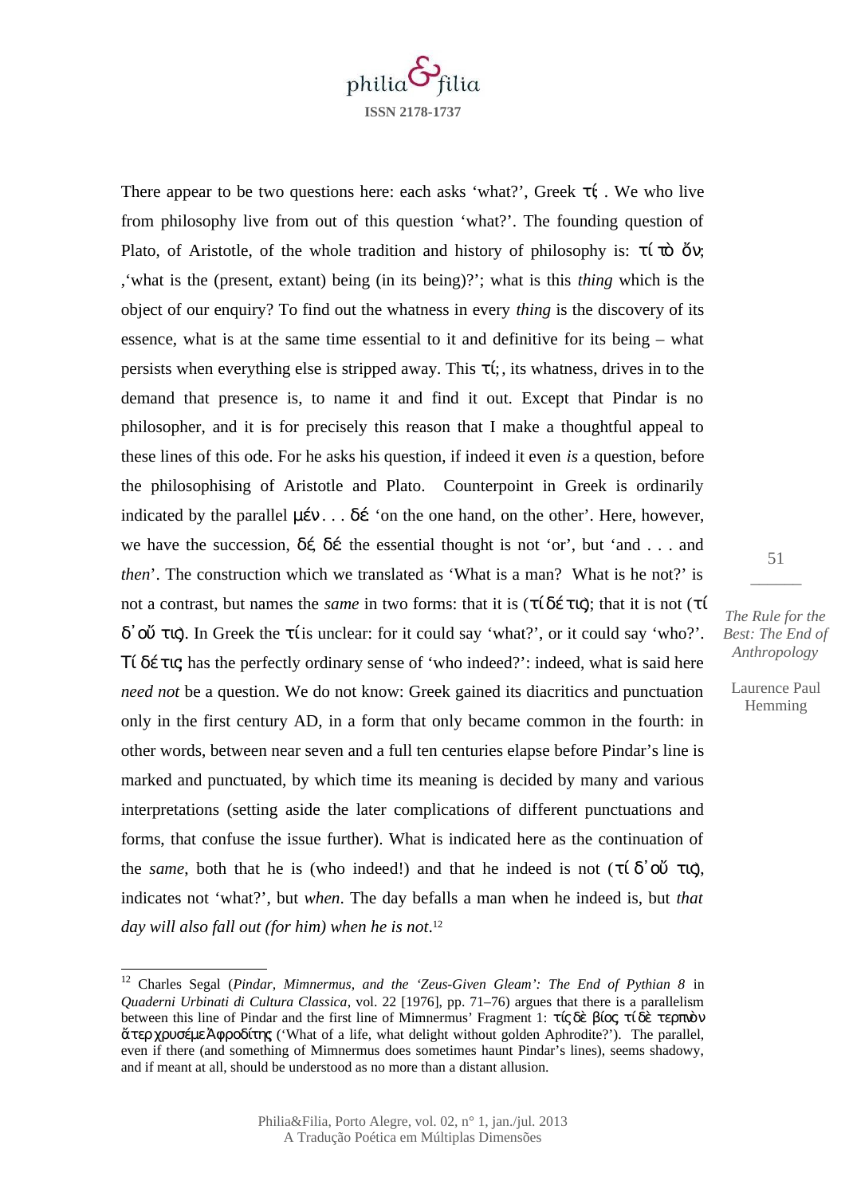There appear to be two questions here: each asks 'what?', Greek τί; . We who live from philosophy live from out of this question 'what?'. The founding question of Plato, of Aristotle, of the whole tradition and history of philosophy is: τί τὸ ὄν; ,'what is the (present, extant) being (in its being)?'; what is this *thing* which is the object of our enquiry? To find out the whatness in every *thing* is the discovery of its essence, what is at the same time essential to it and definitive for its being – what persists when everything else is stripped away. This τί;, its whatness, drives in to the demand that presence is, to name it and find it out. Except that Pindar is no philosopher, and it is for precisely this reason that I make a thoughtful appeal to these lines of this ode. For he asks his question, if indeed it even *is* a question, before the philosophising of Aristotle and Plato. Counterpoint in Greek is ordinarily indicated by the parallel μέν . . . δέ: 'on the one hand, on the other'. Here, however, we have the succession, δέ, δέ: the essential thought is not 'or', but 'and . . . and *then*'. The construction which we translated as 'What is a man? What is he not?' is not a contrast, but names the *same* in two forms: that it is (τί δέ τις); that it is not (τί δ' οὔ τις). In Greek the τί is unclear: for it could say 'what?', or it could say 'who?'. Τί δέ τις; has the perfectly ordinary sense of 'who indeed?': indeed, what is said here *need not* be a question. We do not know: Greek gained its diacritics and punctuation only in the first century AD, in a form that only became common in the fourth: in other words, between near seven and a full ten centuries elapse before Pindar's line is marked and punctuated, by which time its meaning is decided by many and various interpretations (setting aside the later complications of different punctuations and forms, that confuse the issue further). What is indicated here as the continuation of the *same*, both that he is (who indeed!) and that he indeed is not (τί δ' οὔ τις), indicates not 'what?', but *when*. The day befalls a man when he indeed is, but *that day will also fall out (for him) when he is not*.[12]

---

[12] Charles Segal (*Pindar, Mimnermus, and the 'Zeus-Given Gleam': The End of Pythian 8* in *Quaderni Urbinati di Cultura Classica*, vol. 22 [1976], pp. 71–76) argues that there is a parallelism between this line of Pindar and the first line of Mimnermus' Fragment 1: τίς δὲ βίος, τί δὲ τερπνὸν ἄτερ χρυσέμε Ἀφροδίτης ('What of a life, what delight without golden Aphrodite?'). The parallel, even if there (and something of Mimnermus does sometimes haunt Pindar's lines), seems shadowy, and if meant at all, should be understood as no more than a distant allusion.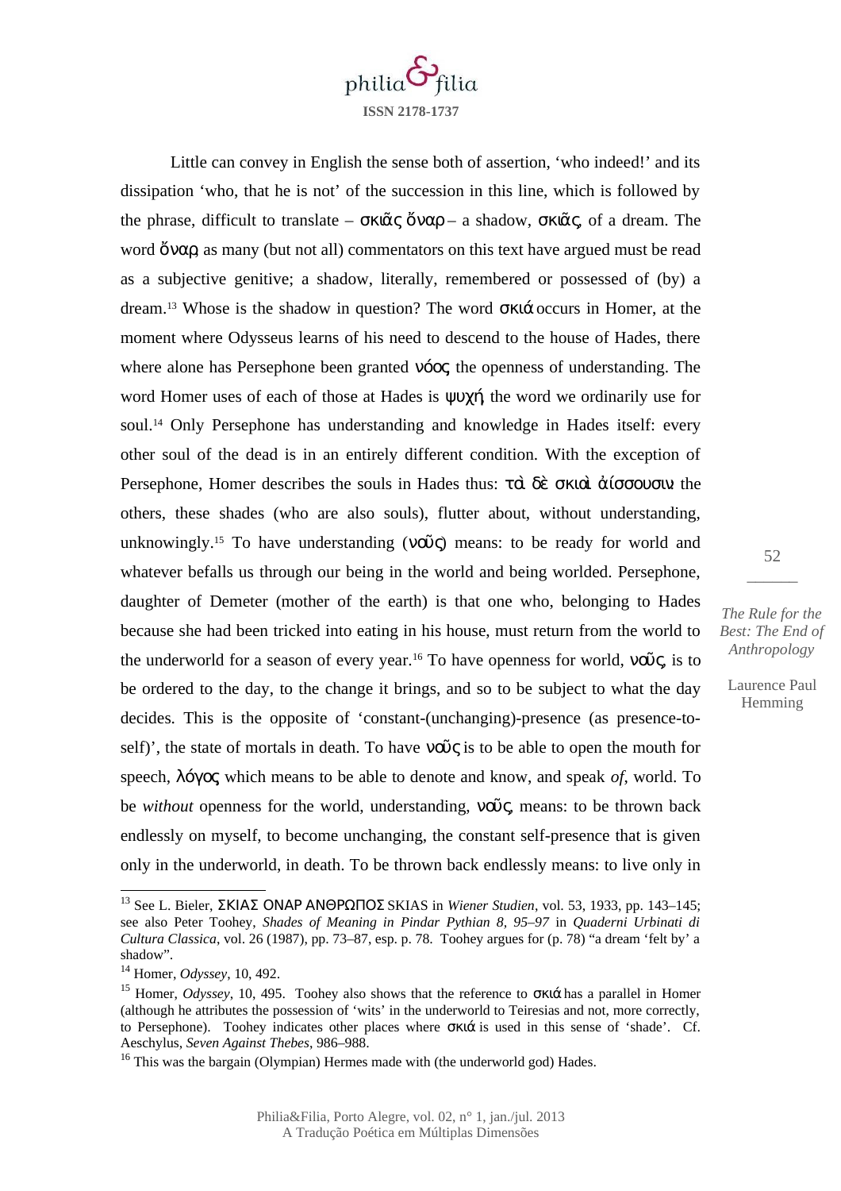Little can convey in English the sense both of assertion, 'who indeed!' and its dissipation 'who, that he is not' of the succession in this line, which is followed by the phrase, difficult to translate – σκιᾶς ὄναρ – a shadow, σκιᾶς, of a dream. The word ὄναρ, as many (but not all) commentators on this text have argued must be read as a subjective genitive; a shadow, literally, remembered or possessed of (by) a dream.[13] Whose is the shadow in question? The word σκιά occurs in Homer, at the moment where Odysseus learns of his need to descend to the house of Hades, there where alone has Persephone been granted νόος, the openness of understanding. The word Homer uses of each of those at Hades is ψυχή, the word we ordinarily use for soul.[14] Only Persephone has understanding and knowledge in Hades itself: every other soul of the dead is in an entirely different condition. With the exception of Persephone, Homer describes the souls in Hades thus: τὰ δὲ σκιαὶ ἀίσσουσιν: the others, these shades (who are also souls), flutter about, without understanding, unknowingly.[15] To have understanding (νοῦς) means: to be ready for world and whatever befalls us through our being in the world and being worlded. Persephone, daughter of Demeter (mother of the earth) is that one who, belonging to Hades because she had been tricked into eating in his house, must return from the world to the underworld for a season of every year.[16] To have openness for world, νοῦς, is to be ordered to the day, to the change it brings, and so to be subject to what the day decides. This is the opposite of 'constant-(unchanging)-presence (as presence-to-self)', the state of mortals in death. To have νοῦς is to be able to open the mouth for speech, λόγος, which means to be able to denote and know, and speak *of*, world. To be *without* openness for the world, understanding, νοῦς, means: to be thrown back endlessly on myself, to become unchanging, the constant self-presence that is given only in the underworld, in death. To be thrown back endlessly means: to live only in

---

[13] See L. Bieler, ΣΚΙΑΣ ΟΝΑΡ ΑΝΘΡΩΠΟΣ SKIAS in *Wiener Studien*, vol. 53, 1933, pp. 143–145; see also Peter Toohey, *Shades of Meaning in Pindar Pythian 8, 95–97* in *Quaderni Urbinati di Cultura Classica*, vol. 26 (1987), pp. 73–87, esp. p. 78. Toohey argues for (p. 78) "a dream 'felt by' a shadow".

[14] Homer, *Odyssey*, 10, 492.

[15] Homer, *Odyssey*, 10, 495. Toohey also shows that the reference to σκιά has a parallel in Homer (although he attributes the possession of 'wits' in the underworld to Teiresias and not, more correctly, to Persephone). Toohey indicates other places where σκιά is used in this sense of 'shade'. Cf. Aeschylus, *Seven Against Thebes*, 986–988.

[16] This was the bargain (Olympian) Hermes made with (the underworld god) Hades.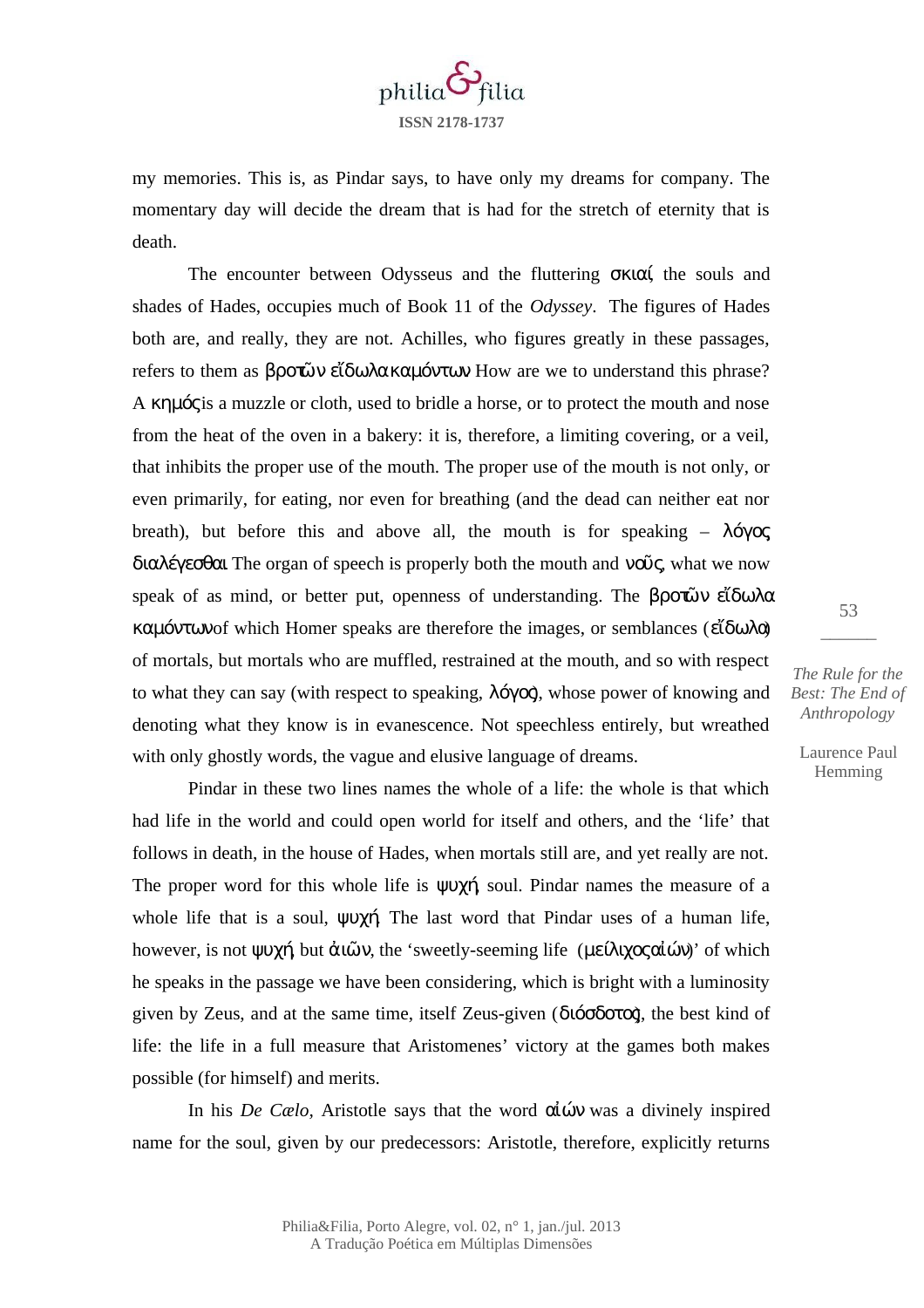my memories. This is, as Pindar says, to have only my dreams for company. The momentary day will decide the dream that is had for the stretch of eternity that is death.

The encounter between Odysseus and the fluttering σκιαί, the souls and shades of Hades, occupies much of Book 11 of the *Odyssey*. The figures of Hades both are, and really, they are not. Achilles, who figures greatly in these passages, refers to them as βροτῶν εἴδωλα καμόντων. How are we to understand this phrase? A κημός is a muzzle or cloth, used to bridle a horse, or to protect the mouth and nose from the heat of the oven in a bakery: it is, therefore, a limiting covering, or a veil, that inhibits the proper use of the mouth. The proper use of the mouth is not only, or even primarily, for eating, nor even for breathing (and the dead can neither eat nor breath), but before this and above all, the mouth is for speaking – λόγος, διαλέγεσθαι. The organ of speech is properly both the mouth and νοῦς, what we now speak of as mind, or better put, openness of understanding. The βροτῶν εἴδωλα καμόντων of which Homer speaks are therefore the images, or semblances (εἴδωλα) of mortals, but mortals who are muffled, restrained at the mouth, and so with respect to what they can say (with respect to speaking, λόγος), whose power of knowing and denoting what they know is in evanescence. Not speechless entirely, but wreathed with only ghostly words, the vague and elusive language of dreams.

Pindar in these two lines names the whole of a life: the whole is that which had life in the world and could open world for itself and others, and the 'life' that follows in death, in the house of Hades, when mortals still are, and yet really are not. The proper word for this whole life is ψυχή, soul. Pindar names the measure of a whole life that is a soul, ψυχή. The last word that Pindar uses of a human life, however, is not ψυχή but ἀιῶν, the 'sweetly-seeming life (μείλιχος αἰών)' of which he speaks in the passage we have been considering, which is bright with a luminosity given by Zeus, and at the same time, itself Zeus-given (διόσδοτος), the best kind of life: the life in a full measure that Aristomenes' victory at the games both makes possible (for himself) and merits.

In his *De Cælo*, Aristotle says that the word αἰών was a divinely inspired name for the soul, given by our predecessors: Aristotle, therefore, explicitly returns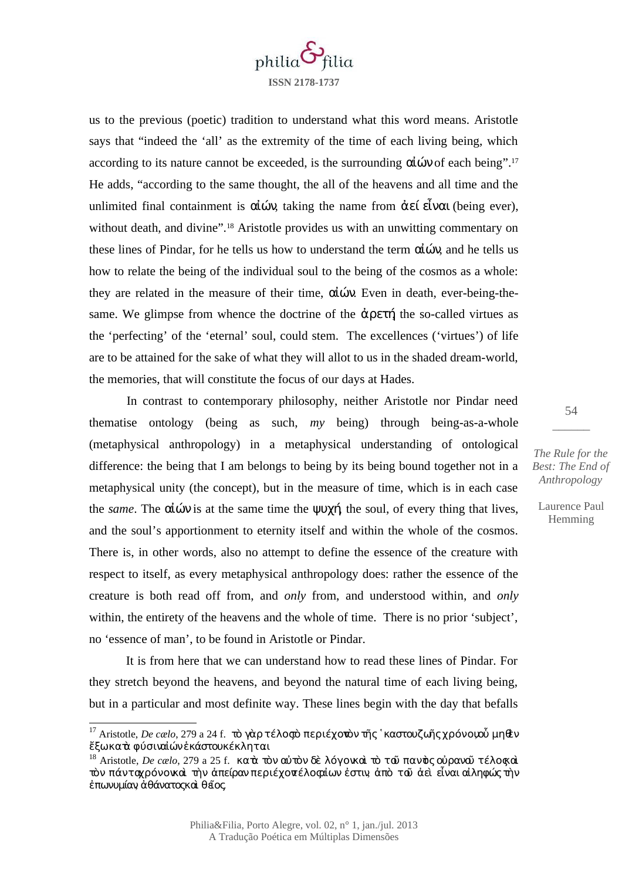us to the previous (poetic) tradition to understand what this word means. Aristotle says that "indeed the 'all' as the extremity of the time of each living being, which according to its nature cannot be exceeded, is the surrounding αἰών of each being".[17] He adds, "according to the same thought, the all of the heavens and all time and the unlimited final containment is αἰών, taking the name from ἀεί εἶναι (being ever), without death, and divine".[18] Aristotle provides us with an unwitting commentary on these lines of Pindar, for he tells us how to understand the term αἰών, and he tells us how to relate the being of the individual soul to the being of the cosmos as a whole: they are related in the measure of their time, αἰών. Even in death, ever-being-the-same. We glimpse from whence the doctrine of the ἀρετή the so-called virtues as the 'perfecting' of the 'eternal' soul, could stem. The excellences ('virtues') of life are to be attained for the sake of what they will allot to us in the shaded dream-world, the memories, that will constitute the focus of our days at Hades.

In contrast to contemporary philosophy, neither Aristotle nor Pindar need thematise ontology (being as such, *my* being) through being-as-a-whole (metaphysical anthropology) in a metaphysical understanding of ontological difference: the being that I am belongs to being by its being bound together not in a metaphysical unity (the concept), but in the measure of time, which is in each case the *same*. The αἰών is at the same time the ψυχή, the soul, of every thing that lives, and the soul's apportionment to eternity itself and within the whole of the cosmos. There is, in other words, also no attempt to define the essence of the creature with respect to itself, as every metaphysical anthropology does: rather the essence of the creature is both read off from, and *only* from, and understood within, and *only* within, the entirety of the heavens and the whole of time. There is no prior 'subject', no 'essence of man', to be found in Aristotle or Pindar.

It is from here that we can understand how to read these lines of Pindar. For they stretch beyond the heavens, and beyond the natural time of each living being, but in a particular and most definite way. These lines begin with the day that befalls

---

[17] Aristotle, *De cælo*, 279 a 24 f. τὸ γὰρ τέλος τὸ περιέχον τὸν τῆς ἑκάστου ζωῆς χρόνον, οὗ μηθὲν ἔξω κατὰ φύσιν, αἰὼν ἑκάστου κέκληται.

[18] Aristotle, *De cælo*, 279 a 25 f. κατὰ τὸν αὐτὸν δὲ λόγον καὶ τὸ τοῦ παντὸς οὐρανοῦ τέλος καὶ τὸν πάντα χρόνον καὶ τὴν ἀπειρίαν περιέχον τέλος αἰών ἐστιν, ἀπὸ τοῦ ἀεὶ εἶναι αἰληφὼς τὴν ἐπωνυμίαν, ἀθάνατος καὶ θεῖος.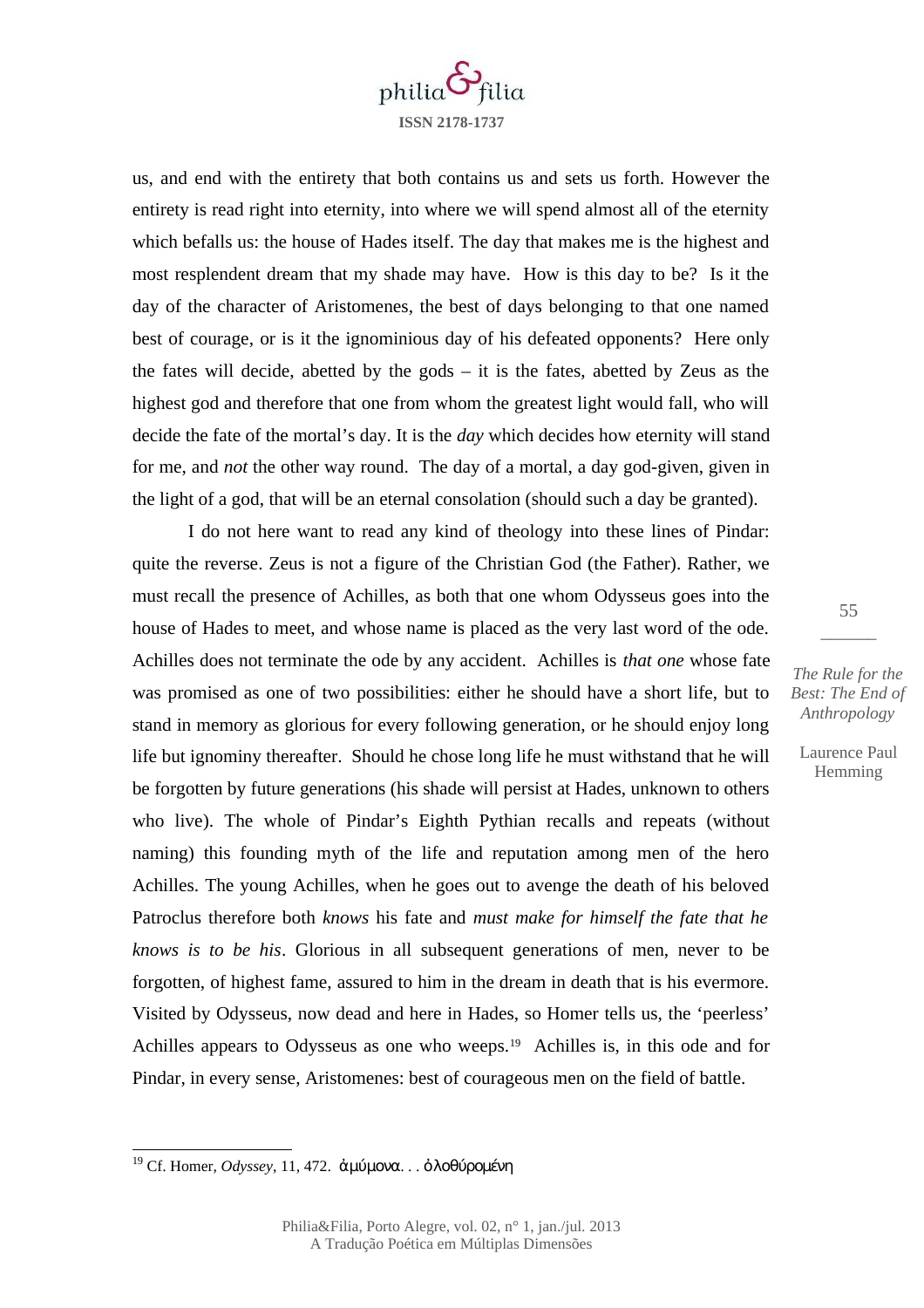us, and end with the entirety that both contains us and sets us forth. However the entirety is read right into eternity, into where we will spend almost all of the eternity which befalls us: the house of Hades itself. The day that makes me is the highest and most resplendent dream that my shade may have. How is this day to be? Is it the day of the character of Aristomenes, the best of days belonging to that one named best of courage, or is it the ignominious day of his defeated opponents? Here only the fates will decide, abetted by the gods – it is the fates, abetted by Zeus as the highest god and therefore that one from whom the greatest light would fall, who will decide the fate of the mortal's day. It is the *day* which decides how eternity will stand for me, and *not* the other way round. The day of a mortal, a day god-given, given in the light of a god, that will be an eternal consolation (should such a day be granted).

I do not here want to read any kind of theology into these lines of Pindar: quite the reverse. Zeus is not a figure of the Christian God (the Father). Rather, we must recall the presence of Achilles, as both that one whom Odysseus goes into the house of Hades to meet, and whose name is placed as the very last word of the ode. Achilles does not terminate the ode by any accident. Achilles is *that one* whose fate was promised as one of two possibilities: either he should have a short life, but to stand in memory as glorious for every following generation, or he should enjoy long life but ignominy thereafter. Should he chose long life he must withstand that he will be forgotten by future generations (his shade will persist at Hades, unknown to others who live). The whole of Pindar's Eighth Pythian recalls and repeats (without naming) this founding myth of the life and reputation among men of the hero Achilles. The young Achilles, when he goes out to avenge the death of his beloved Patroclus therefore both *knows* his fate and *must make for himself the fate that he knows is to be his*. Glorious in all subsequent generations of men, never to be forgotten, of highest fame, assured to him in the dream in death that is his evermore. Visited by Odysseus, now dead and here in Hades, so Homer tells us, the 'peerless' Achilles appears to Odysseus as one who weeps.[19] Achilles is, in this ode and for Pindar, in every sense, Aristomenes: best of courageous men on the field of battle.

---

[19] Cf. Homer, *Odyssey*, 11, 472. ἀμύμονα. . . ὀλοθύρομένη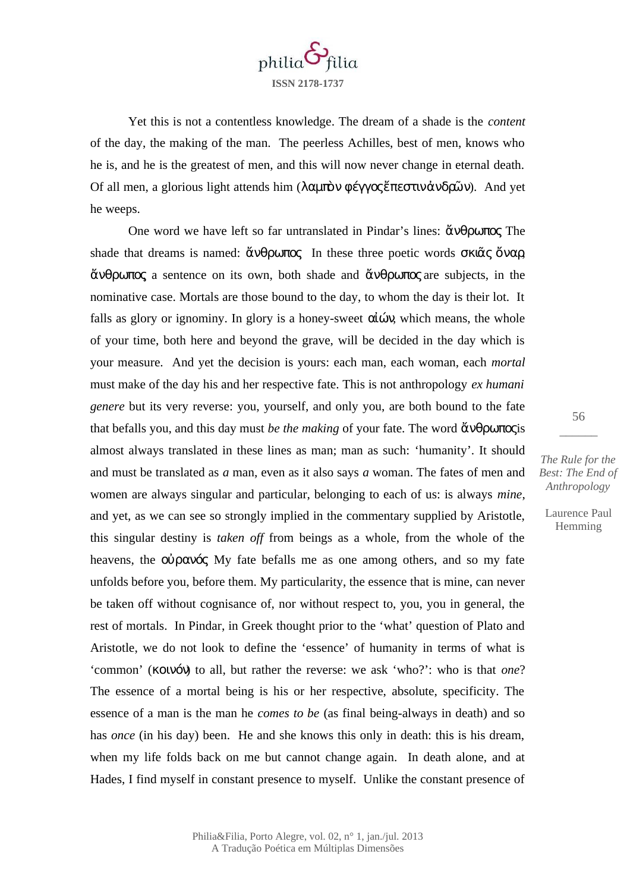Yet this is not a contentless knowledge. The dream of a shade is the *content* of the day, the making of the man. The peerless Achilles, best of men, knows who he is, and he is the greatest of men, and this will now never change in eternal death. Of all men, a glorious light attends him (λαμπὸν φέγγος ἔπεστιν ἀνδρῶν). And yet he weeps.

One word we have left so far untranslated in Pindar's lines: ἄνθρωπος. The shade that dreams is named: ἄνθρωπος. In these three poetic words σκιᾶς ὄναρ ἄνθρωπος a sentence on its own, both shade and ἄνθρωπος are subjects, in the nominative case. Mortals are those bound to the day, to whom the day is their lot. It falls as glory or ignominy. In glory is a honey-sweet αἰών, which means, the whole of your time, both here and beyond the grave, will be decided in the day which is your measure. And yet the decision is yours: each man, each woman, each *mortal* must make of the day his and her respective fate. This is not anthropology *ex humani genere* but its very reverse: you, yourself, and only you, are both bound to the fate that befalls you, and this day must *be the making* of your fate. The word ἄνθρωπος is almost always translated in these lines as man; man as such: 'humanity'. It should and must be translated as *a* man, even as it also says *a* woman. The fates of men and women are always singular and particular, belonging to each of us: is always *mine*, and yet, as we can see so strongly implied in the commentary supplied by Aristotle, this singular destiny is *taken off* from beings as a whole, from the whole of the heavens, the οὐρανός. My fate befalls me as one among others, and so my fate unfolds before you, before them. My particularity, the essence that is mine, can never be taken off without cognisance of, nor without respect to, you, you in general, the rest of mortals. In Pindar, in Greek thought prior to the 'what' question of Plato and Aristotle, we do not look to define the 'essence' of humanity in terms of what is 'common' (κοινόν) to all, but rather the reverse: we ask 'who?': who is that *one*? The essence of a mortal being is his or her respective, absolute, specificity. The essence of a man is the man he *comes to be* (as final being-always in death) and so has *once* (in his day) been. He and she knows this only in death: this is his dream, when my life folds back on me but cannot change again. In death alone, and at Hades, I find myself in constant presence to myself. Unlike the constant presence of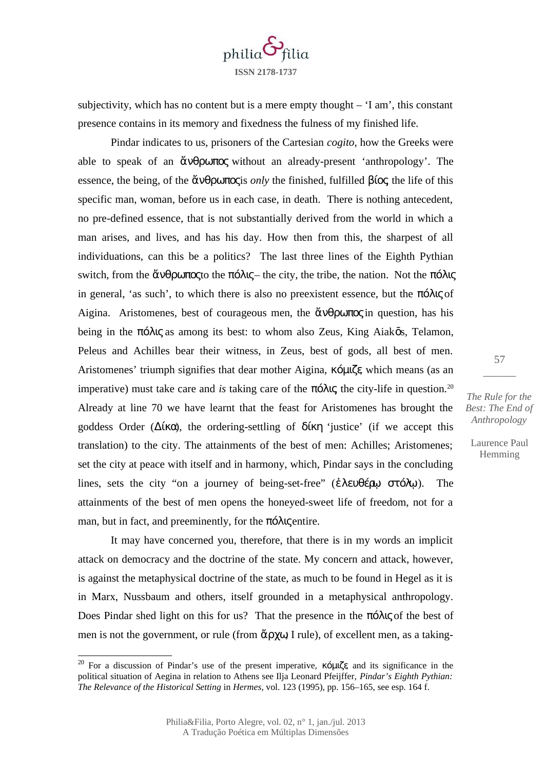subjectivity, which has no content but is a mere empty thought – 'I am', this constant presence contains in its memory and fixedness the fulness of my finished life.

Pindar indicates to us, prisoners of the Cartesian *cogito*, how the Greeks were able to speak of an ἄνθρωπος without an already-present 'anthropology'. The essence, the being, of the ἄνθρωπος is *only* the finished, fulfilled βίος the life of this specific man, woman, before us in each case, in death. There is nothing antecedent, no pre-defined essence, that is not substantially derived from the world in which a man arises, and lives, and has his day. How then from this, the sharpest of all individuations, can this be a politics? The last three lines of the Eighth Pythian switch, from the ἄνθρωπος to the πόλις – the city, the tribe, the nation. Not the πόλις in general, 'as such', to which there is also no preexistent essence, but the πόλις of Aigina. Aristomenes, best of courageous men, the ἄνθρωπος in question, has his being in the πόλις as among its best: to whom also Zeus, King Aiakōs, Telamon, Peleus and Achilles bear their witness, in Zeus, best of gods, all best of men. Aristomenes' triumph signifies that dear mother Aigina, κόμιζε, which means (as an imperative) must take care and *is* taking care of the πόλις the city-life in question.[20] Already at line 70 we have learnt that the feast for Aristomenes has brought the goddess Order (Δίκα), the ordering-settling of δίκη 'justice' (if we accept this translation) to the city. The attainments of the best of men: Achilles; Aristomenes; set the city at peace with itself and in harmony, which, Pindar says in the concluding lines, sets the city "on a journey of being-set-free" (ἐλευθέρῳ στόλῳ). The attainments of the best of men opens the honeyed-sweet life of freedom, not for a man, but in fact, and preeminently, for the πόλις entire.

It may have concerned you, therefore, that there is in my words an implicit attack on democracy and the doctrine of the state. My concern and attack, however, is against the metaphysical doctrine of the state, as much to be found in Hegel as it is in Marx, Nussbaum and others, itself grounded in a metaphysical anthropology. Does Pindar shed light on this for us? That the presence in the πόλις of the best of men is not the government, or rule (from ἄρχω, I rule), of excellent men, as a taking-

[20] For a discussion of Pindar's use of the present imperative, κόμιζε, and its significance in the political situation of Aegina in relation to Athens see Ilja Leonard Pfeijffer, *Pindar's Eighth Pythian: The Relevance of the Historical Setting* in *Hermes*, vol. 123 (1995), pp. 156–165, see esp. 164 f.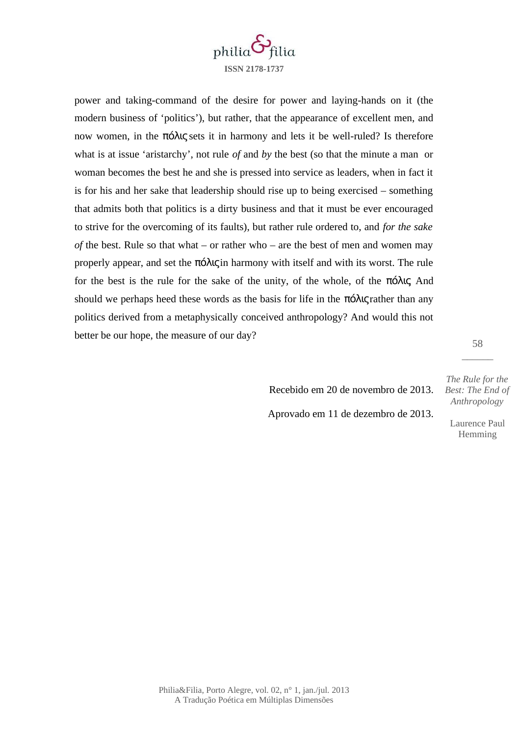power and taking-command of the desire for power and laying-hands on it (the modern business of ‘politics’), but rather, that the appearance of excellent men, and now women, in the πόλις sets it in harmony and lets it be well-ruled? Is therefore what is at issue ‘aristarchy’, not rule *of* and *by* the best (so that the minute a man or woman becomes the best he and she is pressed into service as leaders, when in fact it is for his and her sake that leadership should rise up to being exercised – something that admits both that politics is a dirty business and that it must be ever encouraged to strive for the overcoming of its faults), but rather rule ordered to, and *for the sake of* the best. Rule so that what – or rather who – are the best of men and women may properly appear, and set the πόλις in harmony with itself and with its worst. The rule for the best is the rule for the sake of the unity, of the whole, of the πόλις. And should we perhaps heed these words as the basis for life in the πόλις rather than any politics derived from a metaphysically conceived anthropology? And would this not better be our hope, the measure of our day?

Recebido em 20 de novembro de 2013.

Aprovado em 11 de dezembro de 2013.